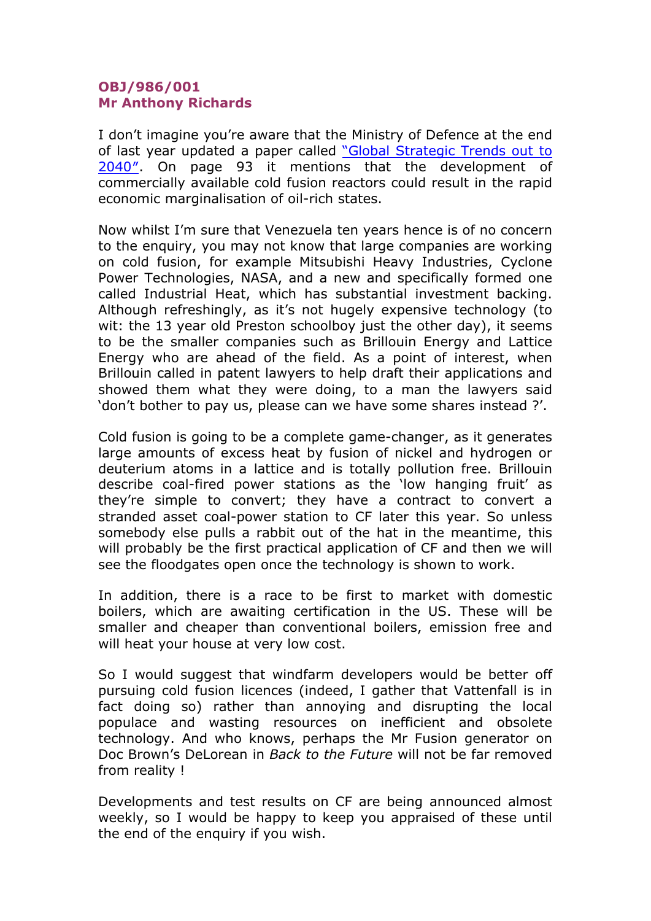**OBJ/986/001**
**Mr Anthony Richards**

I don't imagine you're aware that the Ministry of Defence at the end of last year updated a paper called "Global Strategic Trends out to 2040". On page 93 it mentions that the development of commercially available cold fusion reactors could result in the rapid economic marginalisation of oil-rich states.

Now whilst I'm sure that Venezuela ten years hence is of no concern to the enquiry, you may not know that large companies are working on cold fusion, for example Mitsubishi Heavy Industries, Cyclone Power Technologies, NASA, and a new and specifically formed one called Industrial Heat, which has substantial investment backing. Although refreshingly, as it's not hugely expensive technology (to wit: the 13 year old Preston schoolboy just the other day), it seems to be the smaller companies such as Brillouin Energy and Lattice Energy who are ahead of the field. As a point of interest, when Brillouin called in patent lawyers to help draft their applications and showed them what they were doing, to a man the lawyers said 'don't bother to pay us, please can we have some shares instead ?'.

Cold fusion is going to be a complete game-changer, as it generates large amounts of excess heat by fusion of nickel and hydrogen or deuterium atoms in a lattice and is totally pollution free. Brillouin describe coal-fired power stations as the 'low hanging fruit' as they're simple to convert; they have a contract to convert a stranded asset coal-power station to CF later this year. So unless somebody else pulls a rabbit out of the hat in the meantime, this will probably be the first practical application of CF and then we will see the floodgates open once the technology is shown to work.

In addition, there is a race to be first to market with domestic boilers, which are awaiting certification in the US. These will be smaller and cheaper than conventional boilers, emission free and will heat your house at very low cost.

So I would suggest that windfarm developers would be better off pursuing cold fusion licences (indeed, I gather that Vattenfall is in fact doing so) rather than annoying and disrupting the local populace and wasting resources on inefficient and obsolete technology. And who knows, perhaps the Mr Fusion generator on Doc Brown's DeLorean in *Back to the Future* will not be far removed from reality !

Developments and test results on CF are being announced almost weekly, so I would be happy to keep you appraised of these until the end of the enquiry if you wish.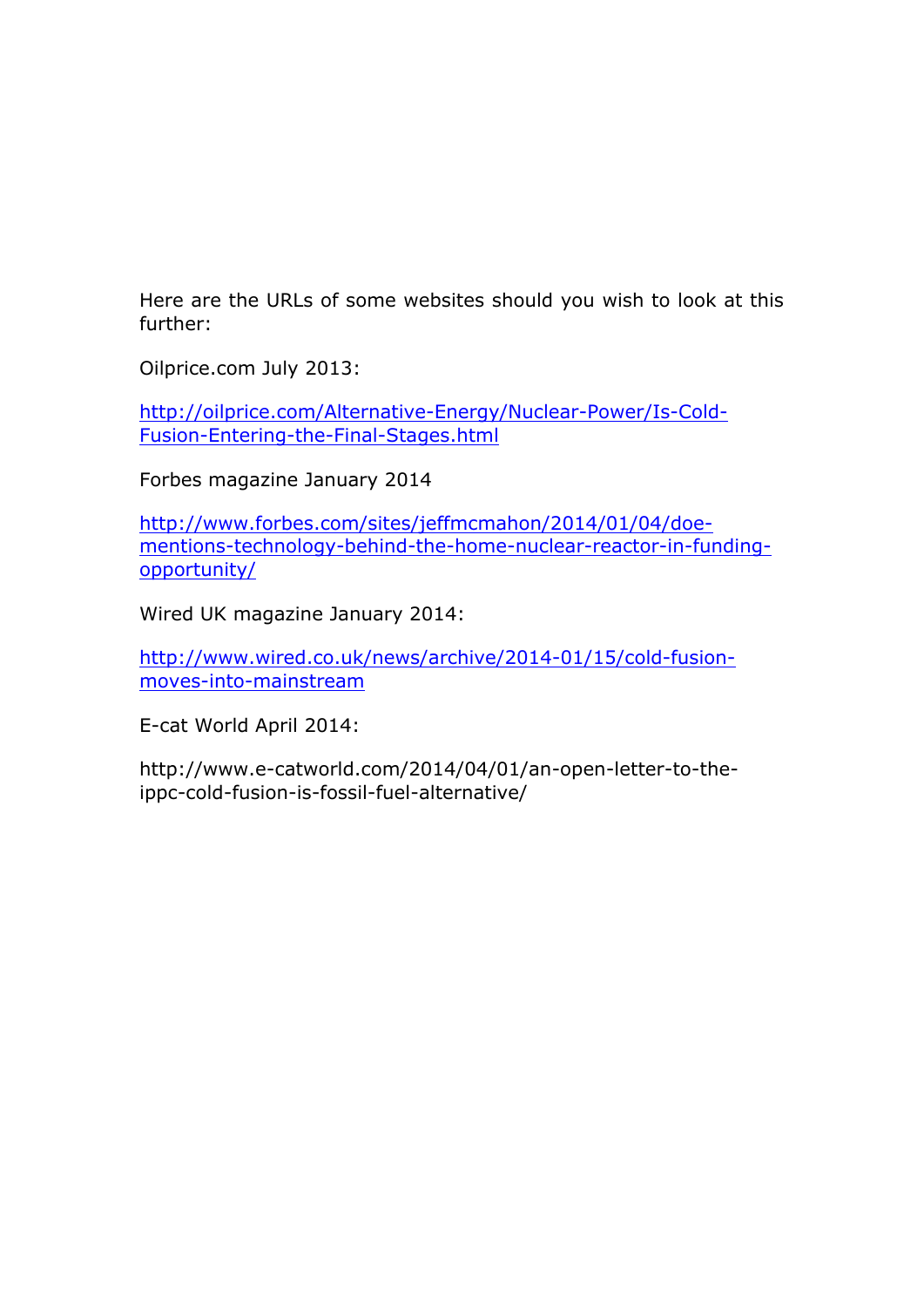Here are the URLs of some websites should you wish to look at this further:

Oilprice.com July 2013:

[http://oilprice.com/Alternative-Energy/Nuclear-Power/Is-Cold-Fusion-Entering-the-Final-Stages.html](http://oilprice.com/Alternative-Energy/Nuclear-Power/Is-Cold-Fusion-Entering-the-Final-Stages.html)

Forbes magazine January 2014

[http://www.forbes.com/sites/jeffmcmahon/2014/01/04/doe-mentions-technology-behind-the-home-nuclear-reactor-in-funding-opportunity/](http://www.forbes.com/sites/jeffmcmahon/2014/01/04/doe-mentions-technology-behind-the-home-nuclear-reactor-in-funding-opportunity/)

Wired UK magazine January 2014:

[http://www.wired.co.uk/news/archive/2014-01/15/cold-fusion-moves-into-mainstream](http://www.wired.co.uk/news/archive/2014-01/15/cold-fusion-moves-into-mainstream)

E-cat World April 2014:

http://www.e-catworld.com/2014/04/01/an-open-letter-to-the-ippc-cold-fusion-is-fossil-fuel-alternative/